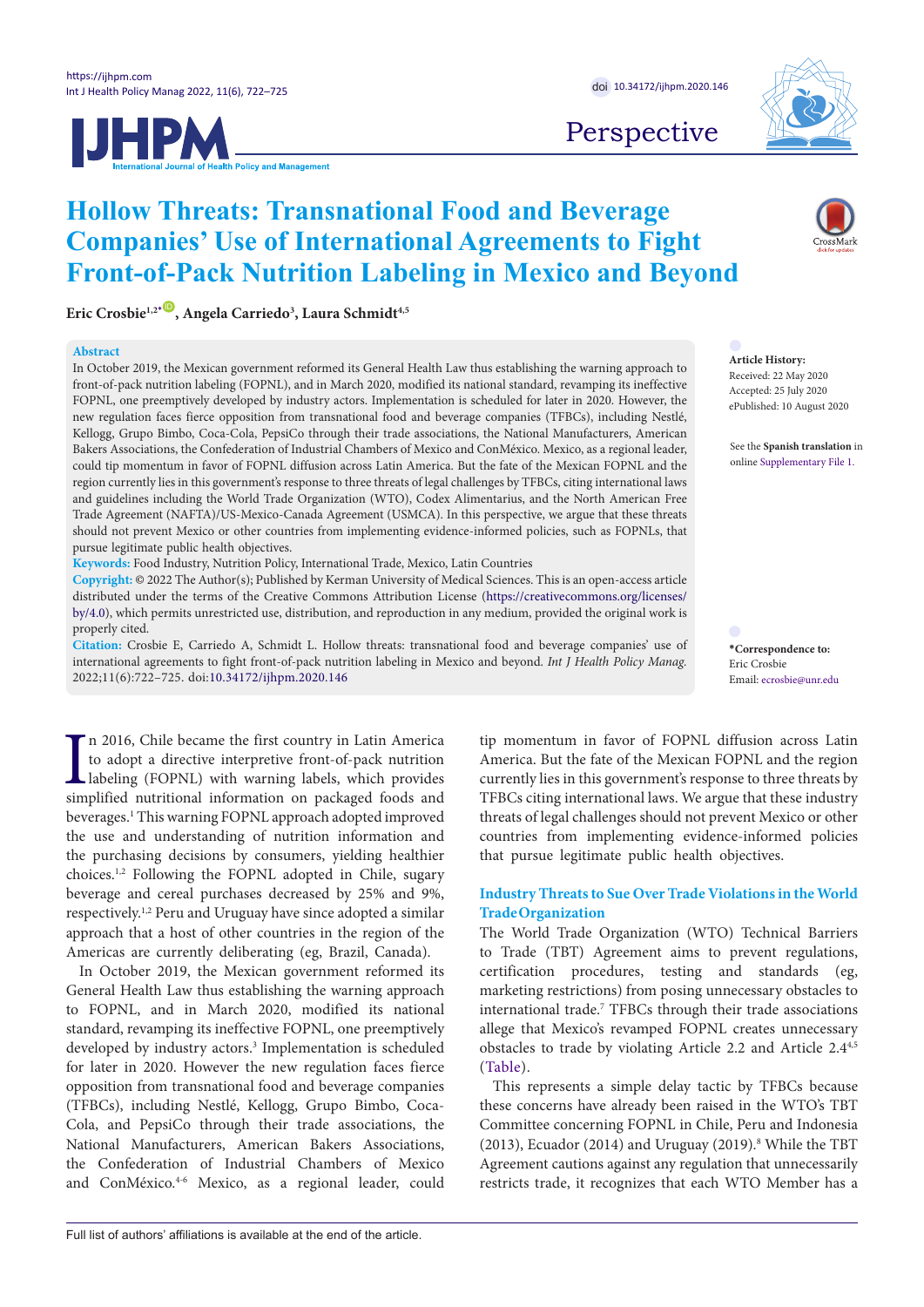# Hollow Threats: Transnational Food and Beverage Companies' Use of International Agreements to Fight Front-of-Pack Nutrition Labeling in Mexico and Beyond

**Eric Crosbie**[1,2*], **Angela Carriedo**[3], **Laura Schmidt**[4,5]

**Abstract**

In October 2019, the Mexican government reformed its General Health Law thus establishing the warning approach to front-of-pack nutrition labeling (FOPNL), and in March 2020, modified its national standard, revamping its ineffective FOPNL, one preemptively developed by industry actors. Implementation is scheduled for later in 2020. However, the new regulation faces fierce opposition from transnational food and beverage companies (TFBCs), including Nestlé, Kellogg, Grupo Bimbo, Coca-Cola, PepsiCo through their trade associations, the National Manufacturers, American Bakers Associations, the Confederation of Industrial Chambers of Mexico and ConMéxico. Mexico, as a regional leader, could tip momentum in favor of FOPNL diffusion across Latin America. But the fate of the Mexican FOPNL and the region currently lies in this government's response to three threats of legal challenges by TFBCs, citing international laws and guidelines including the World Trade Organization (WTO), Codex Alimentarius, and the North American Free Trade Agreement (NAFTA)/US-Mexico-Canada Agreement (USMCA). In this perspective, we argue that these threats should not prevent Mexico or other countries from implementing evidence-informed policies, such as FOPNLs, that pursue legitimate public health objectives.

**Keywords:** Food Industry, Nutrition Policy, International Trade, Mexico, Latin Countries

**Copyright:** © 2022 The Author(s); Published by Kerman University of Medical Sciences. This is an open-access article distributed under the terms of the Creative Commons Attribution License (https://creativecommons.org/licenses/by/4.0), which permits unrestricted use, distribution, and reproduction in any medium, provided the original work is properly cited.

**Citation:** Crosbie E, Carriedo A, Schmidt L. Hollow threats: transnational food and beverage companies' use of international agreements to fight front-of-pack nutrition labeling in Mexico and beyond. *Int J Health Policy Manag.* 2022;11(6):722–725. doi:10.34172/ijhpm.2020.146

**Article History:**
Received: 22 May 2020
Accepted: 25 July 2020
ePublished: 10 August 2020

See the **Spanish translation** in online Supplementary File 1.

**\*Correspondence to:**
Eric Crosbie
Email: ecrosbie@unr.edu

In 2016, Chile became the first country in Latin America to adopt a directive interpretive front-of-pack nutrition labeling (FOPNL) with warning labels, which provides simplified nutritional information on packaged foods and beverages.[1] This warning FOPNL approach adopted improved the use and understanding of nutrition information and the purchasing decisions by consumers, yielding healthier choices.[1,2] Following the FOPNL adopted in Chile, sugary beverage and cereal purchases decreased by 25% and 9%, respectively.[1,2] Peru and Uruguay have since adopted a similar approach that a host of other countries in the region of the Americas are currently deliberating (eg, Brazil, Canada).

In October 2019, the Mexican government reformed its General Health Law thus establishing the warning approach to FOPNL, and in March 2020, modified its national standard, revamping its ineffective FOPNL, one preemptively developed by industry actors.[3] Implementation is scheduled for later in 2020. However the new regulation faces fierce opposition from transnational food and beverage companies (TFBCs), including Nestlé, Kellogg, Grupo Bimbo, Coca-Cola, and PepsiCo through their trade associations, the National Manufacturers, American Bakers Associations, the Confederation of Industrial Chambers of Mexico and ConMéxico.[4-6] Mexico, as a regional leader, could tip momentum in favor of FOPNL diffusion across Latin America. But the fate of the Mexican FOPNL and the region currently lies in this government's response to three threats by TFBCs citing international laws. We argue that these industry threats of legal challenges should not prevent Mexico or other countries from implementing evidence-informed policies that pursue legitimate public health objectives.

## Industry Threats to Sue Over Trade Violations in the World Trade Organization

The World Trade Organization (WTO) Technical Barriers to Trade (TBT) Agreement aims to prevent regulations, certification procedures, testing and standards (eg, marketing restrictions) from posing unnecessary obstacles to international trade.[7] TFBCs through their trade associations allege that Mexico's revamped FOPNL creates unnecessary obstacles to trade by violating Article 2.2 and Article 2.4[4,5] (Table).

This represents a simple delay tactic by TFBCs because these concerns have already been raised in the WTO's TBT Committee concerning FOPNL in Chile, Peru and Indonesia (2013), Ecuador (2014) and Uruguay (2019).[8] While the TBT Agreement cautions against any regulation that unnecessarily restricts trade, it recognizes that each WTO Member has a

Full list of authors' affiliations is available at the end of the article.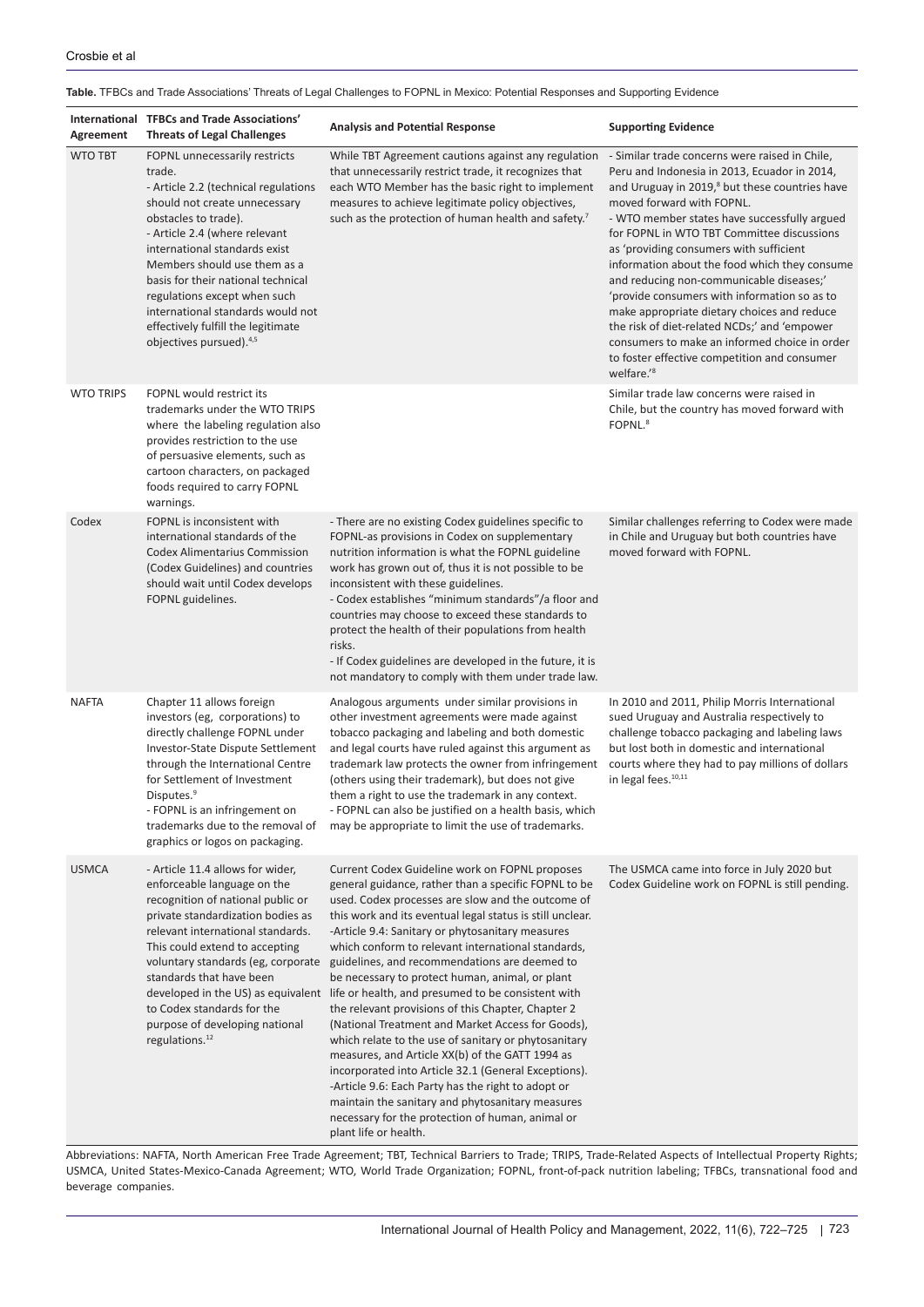**Table.** TFBCs and Trade Associations' Threats of Legal Challenges to FOPNL in Mexico: Potential Responses and Supporting Evidence

| International Agreement | TFBCs and Trade Associations' Threats of Legal Challenges | Analysis and Potential Response | Supporting Evidence |
|---|---|---|---|
| WTO TBT | FOPNL unnecessarily restricts trade.<br>- Article 2.2 (technical regulations should not create unnecessary obstacles to trade).<br>- Article 2.4 (where relevant international standards exist Members should use them as a basis for their national technical regulations except when such international standards would not effectively fulfill the legitimate objectives pursued).[4,5] | While TBT Agreement cautions against any regulation that unnecessarily restrict trade, it recognizes that each WTO Member has the basic right to implement measures to achieve legitimate policy objectives, such as the protection of human health and safety.[7] | - Similar trade concerns were raised in Chile, Peru and Indonesia in 2013, Ecuador in 2014, and Uruguay in 2019,[8] but these countries have moved forward with FOPNL.<br>- WTO member states have successfully argued for FOPNL in WTO TBT Committee discussions as 'providing consumers with sufficient information about the food which they consume and reducing non-communicable diseases;' 'provide consumers with information so as to make appropriate dietary choices and reduce the risk of diet-related NCDs;' and 'empower consumers to make an informed choice in order to foster effective competition and consumer welfare.'[8] |
| WTO TRIPS | FOPNL would restrict its trademarks under the WTO TRIPS where the labeling regulation also provides restriction to the use of persuasive elements, such as cartoon characters, on packaged foods required to carry FOPNL warnings. | | Similar trade law concerns were raised in Chile, but the country has moved forward with FOPNL.[8] |
| Codex | FOPNL is inconsistent with international standards of the Codex Alimentarius Commission (Codex Guidelines) and countries should wait until Codex develops FOPNL guidelines. | - There are no existing Codex guidelines specific to FOPNL-as provisions in Codex on supplementary nutrition information is what the FOPNL guideline work has grown out of, thus it is not possible to be inconsistent with these guidelines.<br>- Codex establishes "minimum standards"/a floor and countries may choose to exceed these standards to protect the health of their populations from health risks.<br>- If Codex guidelines are developed in the future, it is not mandatory to comply with them under trade law. | Similar challenges referring to Codex were made in Chile and Uruguay but both countries have moved forward with FOPNL. |
| NAFTA | Chapter 11 allows foreign investors (eg, corporations) to directly challenge FOPNL under Investor-State Dispute Settlement through the International Centre for Settlement of Investment Disputes.[9]<br>- FOPNL is an infringement on trademarks due to the removal of graphics or logos on packaging. | Analogous arguments under similar provisions in other investment agreements were made against tobacco packaging and labeling and both domestic and legal courts have ruled against this argument as trademark law protects the owner from infringement (others using their trademark), but does not give them a right to use the trademark in any context.<br>- FOPNL can also be justified on a health basis, which may be appropriate to limit the use of trademarks. | In 2010 and 2011, Philip Morris International sued Uruguay and Australia respectively to challenge tobacco packaging and labeling laws but lost both in domestic and international courts where they had to pay millions of dollars in legal fees.[10,11] |
| USMCA | - Article 11.4 allows for wider, enforceable language on the recognition of national public or private standardization bodies as relevant international standards. This could extend to accepting voluntary standards (eg, corporate standards that have been developed in the US) as equivalent to Codex standards for the purpose of developing national regulations.[12] | Current Codex Guideline work on FOPNL proposes general guidance, rather than a specific FOPNL to be used. Codex processes are slow and the outcome of this work and its eventual legal status is still unclear.<br>-Article 9.4: Sanitary or phytosanitary measures which conform to relevant international standards, guidelines, and recommendations are deemed to be necessary to protect human, animal, or plant life or health, and presumed to be consistent with the relevant provisions of this Chapter, Chapter 2 (National Treatment and Market Access for Goods), which relate to the use of sanitary or phytosanitary measures, and Article XX(b) of the GATT 1994 as incorporated into Article 32.1 (General Exceptions).<br>-Article 9.6: Each Party has the right to adopt or maintain the sanitary and phytosanitary measures necessary for the protection of human, animal or plant life or health. | The USMCA came into force in July 2020 but Codex Guideline work on FOPNL is still pending. |

Abbreviations: NAFTA, North American Free Trade Agreement; TBT, Technical Barriers to Trade; TRIPS, Trade-Related Aspects of Intellectual Property Rights; USMCA, United States-Mexico-Canada Agreement; WTO, World Trade Organization; FOPNL, front-of-pack nutrition labeling; TFBCs, transnational food and beverage companies.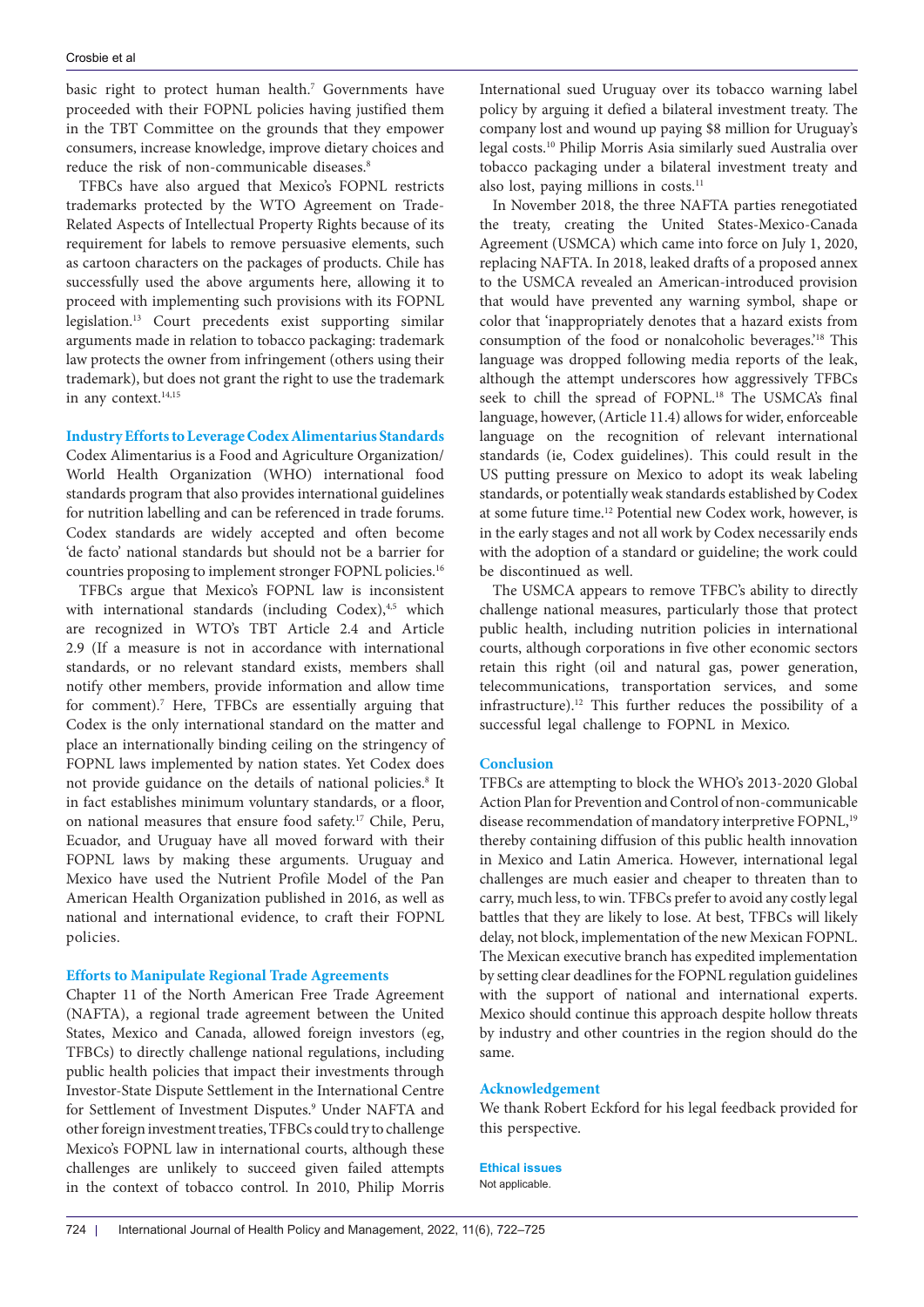basic right to protect human health.[7] Governments have proceeded with their FOPNL policies having justified them in the TBT Committee on the grounds that they empower consumers, increase knowledge, improve dietary choices and reduce the risk of non-communicable diseases.[8]

TFBCs have also argued that Mexico's FOPNL restricts trademarks protected by the WTO Agreement on Trade-Related Aspects of Intellectual Property Rights because of its requirement for labels to remove persuasive elements, such as cartoon characters on the packages of products. Chile has successfully used the above arguments here, allowing it to proceed with implementing such provisions with its FOPNL legislation.[13] Court precedents exist supporting similar arguments made in relation to tobacco packaging: trademark law protects the owner from infringement (others using their trademark), but does not grant the right to use the trademark in any context.[14,15]

## Industry Efforts to Leverage Codex Alimentarius Standards

Codex Alimentarius is a Food and Agriculture Organization/World Health Organization (WHO) international food standards program that also provides international guidelines for nutrition labelling and can be referenced in trade forums. Codex standards are widely accepted and often become 'de facto' national standards but should not be a barrier for countries proposing to implement stronger FOPNL policies.[16]

TFBCs argue that Mexico's FOPNL law is inconsistent with international standards (including Codex),[4,5] which are recognized in WTO's TBT Article 2.4 and Article 2.9 (If a measure is not in accordance with international standards, or no relevant standard exists, members shall notify other members, provide information and allow time for comment).[7] Here, TFBCs are essentially arguing that Codex is the only international standard on the matter and place an internationally binding ceiling on the stringency of FOPNL laws implemented by nation states. Yet Codex does not provide guidance on the details of national policies.[8] It in fact establishes minimum voluntary standards, or a floor, on national measures that ensure food safety.[17] Chile, Peru, Ecuador, and Uruguay have all moved forward with their FOPNL laws by making these arguments. Uruguay and Mexico have used the Nutrient Profile Model of the Pan American Health Organization published in 2016, as well as national and international evidence, to craft their FOPNL policies.

## Efforts to Manipulate Regional Trade Agreements

Chapter 11 of the North American Free Trade Agreement (NAFTA), a regional trade agreement between the United States, Mexico and Canada, allowed foreign investors (eg, TFBCs) to directly challenge national regulations, including public health policies that impact their investments through Investor-State Dispute Settlement in the International Centre for Settlement of Investment Disputes.[9] Under NAFTA and other foreign investment treaties, TFBCs could try to challenge Mexico's FOPNL law in international courts, although these challenges are unlikely to succeed given failed attempts in the context of tobacco control. In 2010, Philip Morris International sued Uruguay over its tobacco warning label policy by arguing it defied a bilateral investment treaty. The company lost and wound up paying $8 million for Uruguay's legal costs.[10] Philip Morris Asia similarly sued Australia over tobacco packaging under a bilateral investment treaty and also lost, paying millions in costs.[11]

In November 2018, the three NAFTA parties renegotiated the treaty, creating the United States-Mexico-Canada Agreement (USMCA) which came into force on July 1, 2020, replacing NAFTA. In 2018, leaked drafts of a proposed annex to the USMCA revealed an American-introduced provision that would have prevented any warning symbol, shape or color that 'inappropriately denotes that a hazard exists from consumption of the food or nonalcoholic beverages.'[18] This language was dropped following media reports of the leak, although the attempt underscores how aggressively TFBCs seek to chill the spread of FOPNL.[18] The USMCA's final language, however, (Article 11.4) allows for wider, enforceable language on the recognition of relevant international standards (ie, Codex guidelines). This could result in the US putting pressure on Mexico to adopt its weak labeling standards, or potentially weak standards established by Codex at some future time.[12] Potential new Codex work, however, is in the early stages and not all work by Codex necessarily ends with the adoption of a standard or guideline; the work could be discontinued as well.

The USMCA appears to remove TFBC's ability to directly challenge national measures, particularly those that protect public health, including nutrition policies in international courts, although corporations in five other economic sectors retain this right (oil and natural gas, power generation, telecommunications, transportation services, and some infrastructure).[12] This further reduces the possibility of a successful legal challenge to FOPNL in Mexico.

## Conclusion

TFBCs are attempting to block the WHO's 2013-2020 Global Action Plan for Prevention and Control of non-communicable disease recommendation of mandatory interpretive FOPNL,[19] thereby containing diffusion of this public health innovation in Mexico and Latin America. However, international legal challenges are much easier and cheaper to threaten than to carry, much less, to win. TFBCs prefer to avoid any costly legal battles that they are likely to lose. At best, TFBCs will likely delay, not block, implementation of the new Mexican FOPNL. The Mexican executive branch has expedited implementation by setting clear deadlines for the FOPNL regulation guidelines with the support of national and international experts. Mexico should continue this approach despite hollow threats by industry and other countries in the region should do the same.

## Acknowledgement

We thank Robert Eckford for his legal feedback provided for this perspective.

## Ethical issues

Not applicable.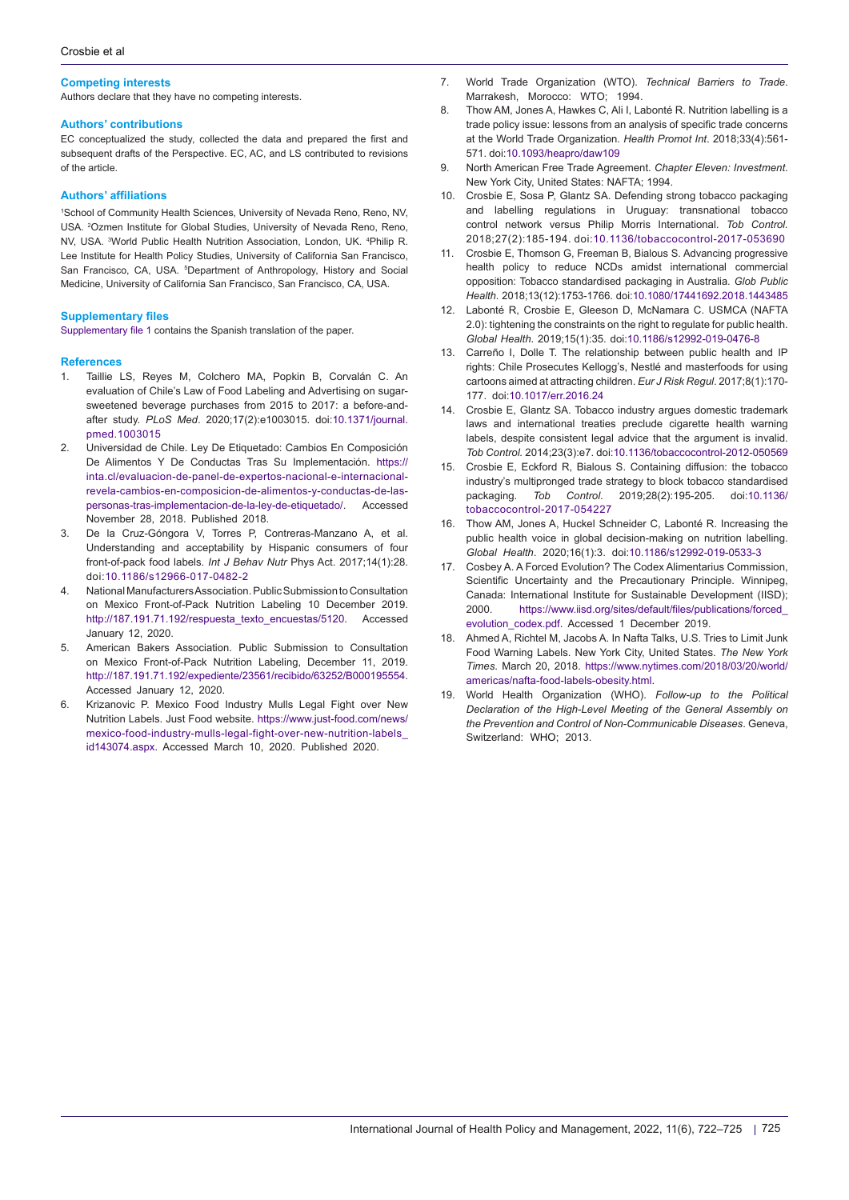## Competing interests

Authors declare that they have no competing interests.

## Authors' contributions

EC conceptualized the study, collected the data and prepared the first and subsequent drafts of the Perspective. EC, AC, and LS contributed to revisions of the article.

## Authors' affiliations

[1]School of Community Health Sciences, University of Nevada Reno, Reno, NV, USA. [2]Ozmen Institute for Global Studies, University of Nevada Reno, Reno, NV, USA. [3]World Public Health Nutrition Association, London, UK. [4]Philip R. Lee Institute for Health Policy Studies, University of California San Francisco, San Francisco, CA, USA. [5]Department of Anthropology, History and Social Medicine, University of California San Francisco, San Francisco, CA, USA.

## Supplementary files

Supplementary file 1 contains the Spanish translation of the paper.

## References

1. Taillie LS, Reyes M, Colchero MA, Popkin B, Corvalán C. An evaluation of Chile's Law of Food Labeling and Advertising on sugar-sweetened beverage purchases from 2015 to 2017: a before-and-after study. *PLoS Med*. 2020;17(2):e1003015. doi:10.1371/journal.pmed.1003015
2. Universidad de Chile. Ley De Etiquetado: Cambios En Composición De Alimentos Y De Conductas Tras Su Implementación. https://inta.cl/evaluacion-de-panel-de-expertos-nacional-e-internacional-revela-cambios-en-composicion-de-alimentos-y-conductas-de-las-personas-tras-implementacion-de-la-ley-de-etiquetado/. Accessed November 28, 2018. Published 2018.
3. De la Cruz-Góngora V, Torres P, Contreras-Manzano A, et al. Understanding and acceptability by Hispanic consumers of four front-of-pack food labels. *Int J Behav Nutr* Phys Act. 2017;14(1):28. doi:10.1186/s12966-017-0482-2
4. National Manufacturers Association. Public Submission to Consultation on Mexico Front-of-Pack Nutrition Labeling 10 December 2019. http://187.191.71.192/respuesta_texto_encuestas/5120. Accessed January 12, 2020.
5. American Bakers Association. Public Submission to Consultation on Mexico Front-of-Pack Nutrition Labeling, December 11, 2019. http://187.191.71.192/expediente/23561/recibido/63252/B000195554. Accessed January 12, 2020.
6. Krizanovic P. Mexico Food Industry Mulls Legal Fight over New Nutrition Labels. Just Food website. https://www.just-food.com/news/mexico-food-industry-mulls-legal-fight-over-new-nutrition-labels_id143074.aspx. Accessed March 10, 2020. Published 2020.
7. World Trade Organization (WTO). *Technical Barriers to Trade*. Marrakesh, Morocco: WTO; 1994.
8. Thow AM, Jones A, Hawkes C, Ali I, Labonté R. Nutrition labelling is a trade policy issue: lessons from an analysis of specific trade concerns at the World Trade Organization. *Health Promot Int*. 2018;33(4):561-571. doi:10.1093/heapro/daw109
9. North American Free Trade Agreement. *Chapter Eleven: Investment*. New York City, United States: NAFTA; 1994.
10. Crosbie E, Sosa P, Glantz SA. Defending strong tobacco packaging and labelling regulations in Uruguay: transnational tobacco control network versus Philip Morris International. *Tob Control*. 2018;27(2):185-194. doi:10.1136/tobaccocontrol-2017-053690
11. Crosbie E, Thomson G, Freeman B, Bialous S. Advancing progressive health policy to reduce NCDs amidst international commercial opposition: Tobacco standardised packaging in Australia. *Glob Public Health*. 2018;13(12):1753-1766. doi:10.1080/17441692.2018.1443485
12. Labonté R, Crosbie E, Gleeson D, McNamara C. USMCA (NAFTA 2.0): tightening the constraints on the right to regulate for public health. *Global Health*. 2019;15(1):35. doi:10.1186/s12992-019-0476-8
13. Carreño I, Dolle T. The relationship between public health and IP rights: Chile Prosecutes Kellogg's, Nestlé and masterfoods for using cartoons aimed at attracting children. *Eur J Risk Regul*. 2017;8(1):170-177. doi:10.1017/err.2016.24
14. Crosbie E, Glantz SA. Tobacco industry argues domestic trademark laws and international treaties preclude cigarette health warning labels, despite consistent legal advice that the argument is invalid. *Tob Control*. 2014;23(3):e7. doi:10.1136/tobaccocontrol-2012-050569
15. Crosbie E, Eckford R, Bialous S. Containing diffusion: the tobacco industry's multipronged trade strategy to block tobacco standardised packaging. *Tob Control*. 2019;28(2):195-205. doi:10.1136/tobaccocontrol-2017-054227
16. Thow AM, Jones A, Huckel Schneider C, Labonté R. Increasing the public health voice in global decision-making on nutrition labelling. *Global Health*. 2020;16(1):3. doi:10.1186/s12992-019-0533-3
17. Cosbey A. A Forced Evolution? The Codex Alimentarius Commission, Scientific Uncertainty and the Precautionary Principle. Winnipeg, Canada: International Institute for Sustainable Development (IISD); 2000. https://www.iisd.org/sites/default/files/publications/forced_evolution_codex.pdf. Accessed 1 December 2019.
18. Ahmed A, Richtel M, Jacobs A. In Nafta Talks, U.S. Tries to Limit Junk Food Warning Labels. New York City, United States. *The New York Times*. March 20, 2018. https://www.nytimes.com/2018/03/20/world/americas/nafta-food-labels-obesity.html.
19. World Health Organization (WHO). *Follow-up to the Political Declaration of the High-Level Meeting of the General Assembly on the Prevention and Control of Non-Communicable Diseases*. Geneva, Switzerland: WHO; 2013.